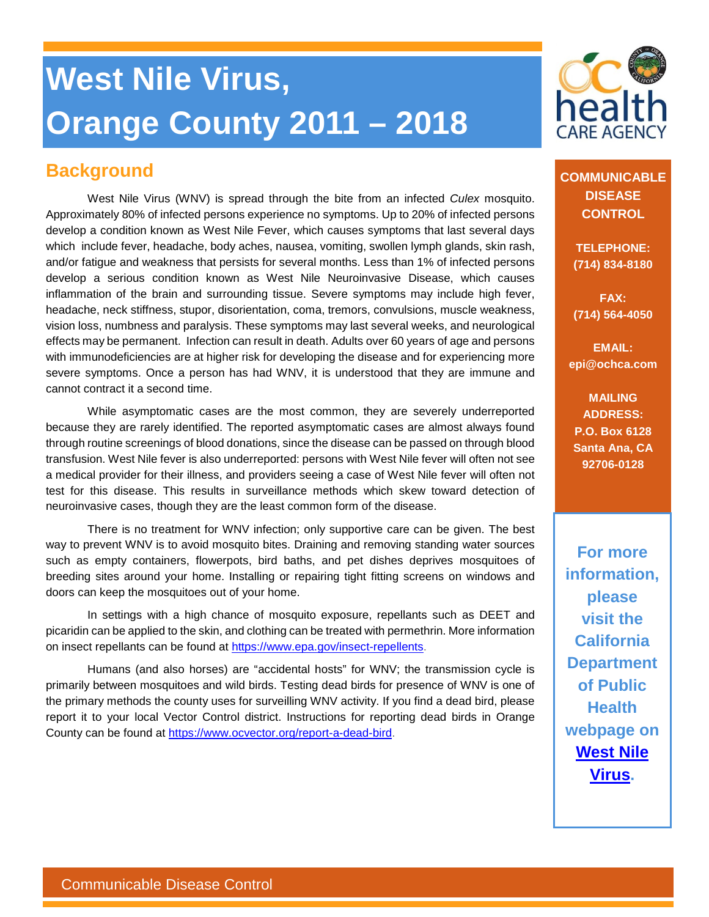# West Nile Virus, Orange County 2011 – 2018

## Background

West Nile Virus (WNV) is spread through the bite from an infected *Culex* mosquito. Approximately 80% of infected persons experience no symptoms. Up to 20% of infected persons develop a condition known as West Nile Fever, which causes symptoms that last several days which include fever, headache, body aches, nausea, vomiting, swollen lymph glands, skin rash, and/or fatigue and weakness that persists for several months. Less than 1% of infected persons develop a serious condition known as West Nile Neuroinvasive Disease, which causes inflammation of the brain and surrounding tissue. Severe symptoms may include high fever, headache, neck stiffness, stupor, disorientation, coma, tremors, convulsions, muscle weakness, vision loss, numbness and paralysis. These symptoms may last several weeks, and neurological effects may be permanent. Infection can result in death. Adults over 60 years of age and persons with immunodeficiencies are at higher risk for developing the disease and for experiencing more severe symptoms. Once a person has had WNV, it is understood that they are immune and cannot contract it a second time.

While asymptomatic cases are the most common, they are severely underreported because they are rarely identified. The reported asymptomatic cases are almost always found through routine screenings of blood donations, since the disease can be passed on through blood transfusion. West Nile fever is also underreported: persons with West Nile fever will often not see a medical provider for their illness, and providers seeing a case of West Nile fever will often not test for this disease. This results in surveillance methods which skew toward detection of neuroinvasive cases, though they are the least common form of the disease.

There is no treatment for WNV infection; only supportive care can be given. The best way to prevent WNV is to avoid mosquito bites. Draining and removing standing water sources such as empty containers, flowerpots, bird baths, and pet dishes deprives mosquitoes of breeding sites around your home. Installing or repairing tight fitting screens on windows and doors can keep the mosquitoes out of your home.

In settings with a high chance of mosquito exposure, repellants such as DEET and picaridin can be applied to the skin, and clothing can be treated with permethrin. More information on insect repellants can be found at https://www.epa.gov/insect-repellents.

Humans (and also horses) are "accidental hosts" for WNV; the transmission cycle is primarily between mosquitoes and wild birds. Testing dead birds for presence of WNV is one of the primary methods the county uses for surveilling WNV activity. If you find a dead bird, please report it to your local Vector Control district. Instructions for reporting dead birds in Orange County can be found at https://www.ocvector.org/report-a-dead-bird.

**COMMUNICABLE DISEASE CONTROL**

**TELEPHONE:** (714) 834-8180

**FAX:** (714) 564-4050

**EMAIL:** epi@ochca.com

**MAILING ADDRESS:**
P.O. Box 6128
Santa Ana, CA
92706-0128

**For more information, please visit the California Department of Public Health webpage on [West Nile Virus](#).**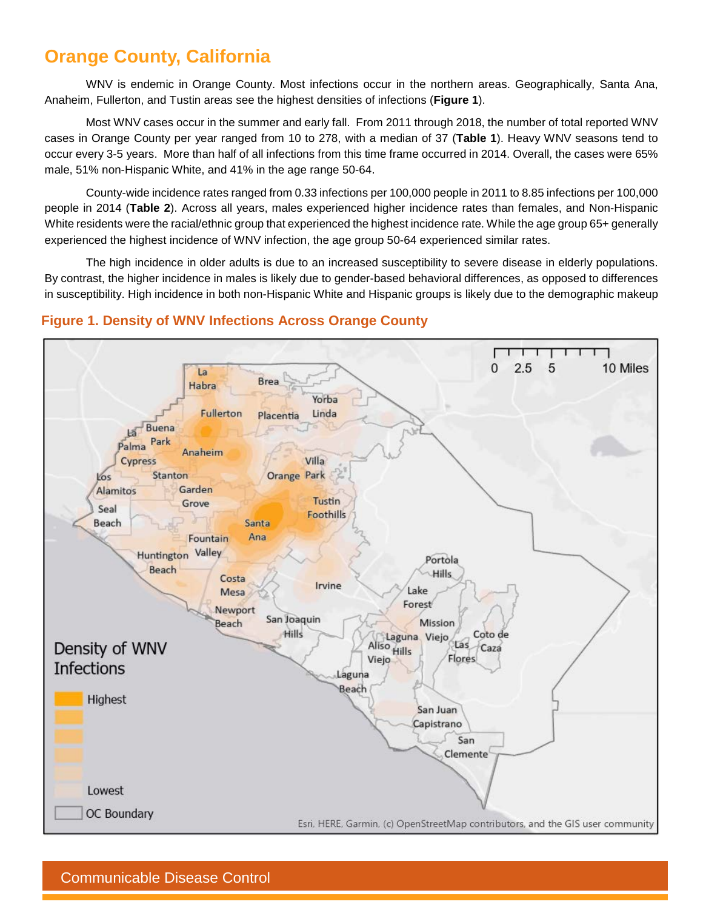## Orange County, California

WNV is endemic in Orange County. Most infections occur in the northern areas. Geographically, Santa Ana, Anaheim, Fullerton, and Tustin areas see the highest densities of infections (**Figure 1**).

Most WNV cases occur in the summer and early fall. From 2011 through 2018, the number of total reported WNV cases in Orange County per year ranged from 10 to 278, with a median of 37 (**Table 1**). Heavy WNV seasons tend to occur every 3-5 years. More than half of all infections from this time frame occurred in 2014. Overall, the cases were 65% male, 51% non-Hispanic White, and 41% in the age range 50-64.

County-wide incidence rates ranged from 0.33 infections per 100,000 people in 2011 to 8.85 infections per 100,000 people in 2014 (**Table 2**). Across all years, males experienced higher incidence rates than females, and Non-Hispanic White residents were the racial/ethnic group that experienced the highest incidence rate. While the age group 65+ generally experienced the highest incidence of WNV infection, the age group 50-64 experienced similar rates.

The high incidence in older adults is due to an increased susceptibility to severe disease in elderly populations. By contrast, the higher incidence in males is likely due to gender-based behavioral differences, as opposed to differences in susceptibility. High incidence in both non-Hispanic White and Hispanic groups is likely due to the demographic makeup

### Figure 1. Density of WNV Infections Across Orange County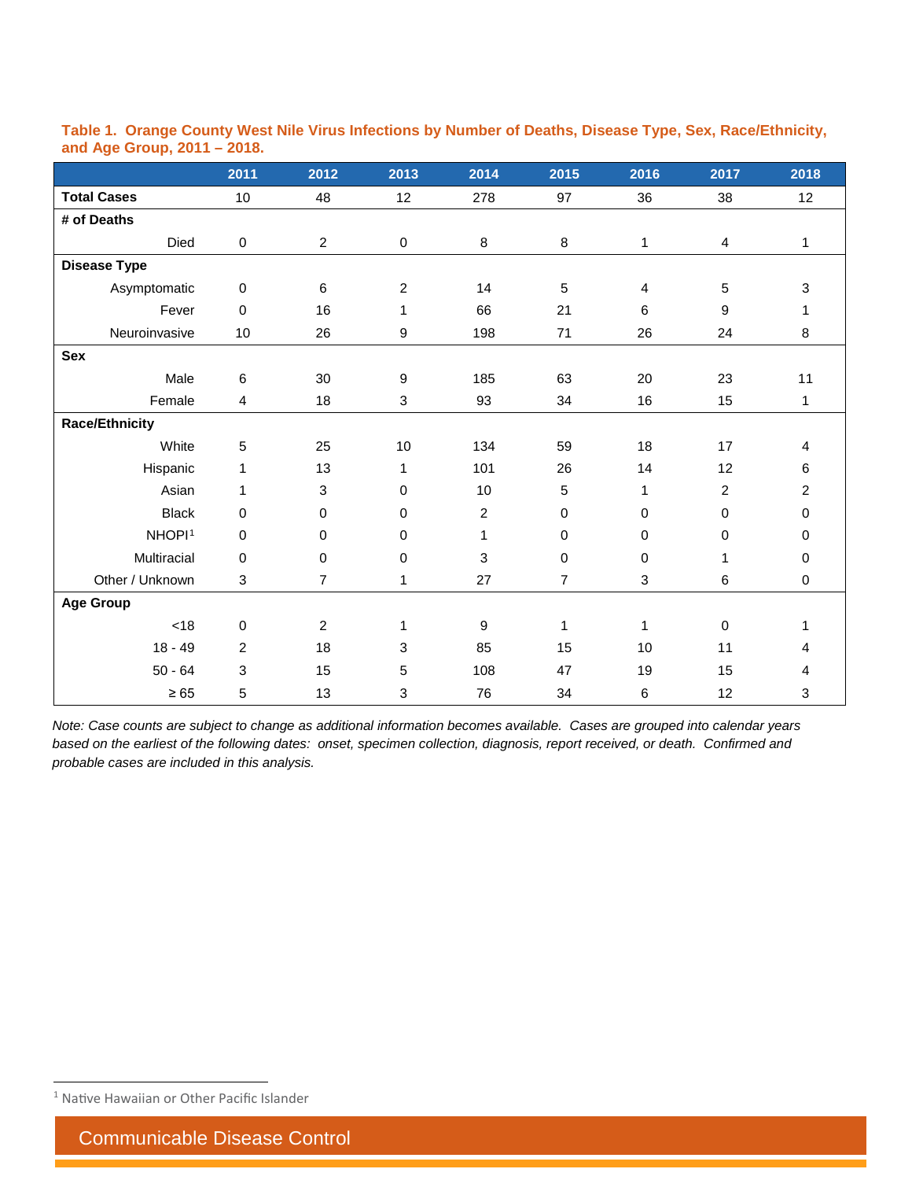**Table 1. Orange County West Nile Virus Infections by Number of Deaths, Disease Type, Sex, Race/Ethnicity, and Age Group, 2011 – 2018.**

| | 2011 | 2012 | 2013 | 2014 | 2015 | 2016 | 2017 | 2018 |
|---|---|---|---|---|---|---|---|---|
| **Total Cases** | 10 | 48 | 12 | 278 | 97 | 36 | 38 | 12 |
| **# of Deaths** | | | | | | | | |
| Died | 0 | 2 | 0 | 8 | 8 | 1 | 4 | 1 |
| **Disease Type** | | | | | | | | |
| Asymptomatic | 0 | 6 | 2 | 14 | 5 | 4 | 5 | 3 |
| Fever | 0 | 16 | 1 | 66 | 21 | 6 | 9 | 1 |
| Neuroinvasive | 10 | 26 | 9 | 198 | 71 | 26 | 24 | 8 |
| **Sex** | | | | | | | | |
| Male | 6 | 30 | 9 | 185 | 63 | 20 | 23 | 11 |
| Female | 4 | 18 | 3 | 93 | 34 | 16 | 15 | 1 |
| **Race/Ethnicity** | | | | | | | | |
| White | 5 | 25 | 10 | 134 | 59 | 18 | 17 | 4 |
| Hispanic | 1 | 13 | 1 | 101 | 26 | 14 | 12 | 6 |
| Asian | 1 | 3 | 0 | 10 | 5 | 1 | 2 | 2 |
| Black | 0 | 0 | 0 | 2 | 0 | 0 | 0 | 0 |
| NHOPI[1] | 0 | 0 | 0 | 1 | 0 | 0 | 0 | 0 |
| Multiracial | 0 | 0 | 0 | 3 | 0 | 0 | 1 | 0 |
| Other / Unknown | 3 | 7 | 1 | 27 | 7 | 3 | 6 | 0 |
| **Age Group** | | | | | | | | |
| <18 | 0 | 2 | 1 | 9 | 1 | 1 | 0 | 1 |
| 18 - 49 | 2 | 18 | 3 | 85 | 15 | 10 | 11 | 4 |
| 50 - 64 | 3 | 15 | 5 | 108 | 47 | 19 | 15 | 4 |
| ≥ 65 | 5 | 13 | 3 | 76 | 34 | 6 | 12 | 3 |

*Note: Case counts are subject to change as additional information becomes available. Cases are grouped into calendar years based on the earliest of the following dates: onset, specimen collection, diagnosis, report received, or death. Confirmed and probable cases are included in this analysis.*

[1] Native Hawaiian or Other Pacific Islander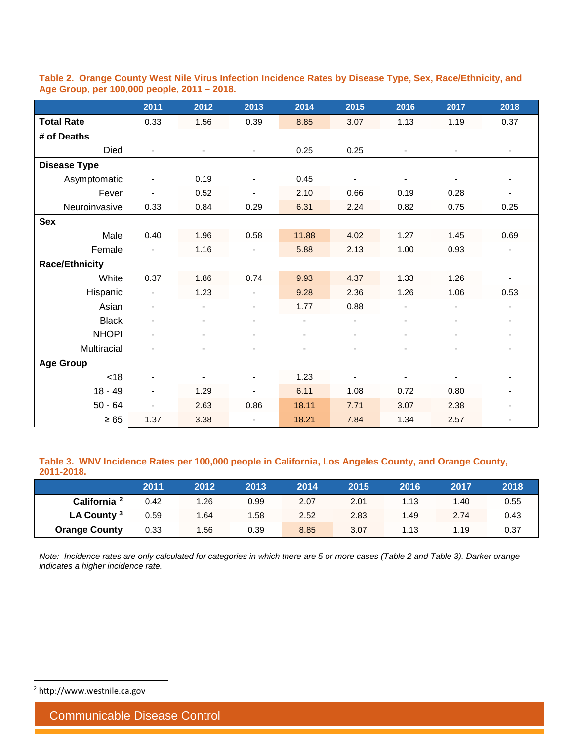**Table 2. Orange County West Nile Virus Infection Incidence Rates by Disease Type, Sex, Race/Ethnicity, and Age Group, per 100,000 people, 2011 – 2018.**

| | 2011 | 2012 | 2013 | 2014 | 2015 | 2016 | 2017 | 2018 |
|---|---|---|---|---|---|---|---|---|
| **Total Rate** | 0.33 | 1.56 | 0.39 | 8.85 | 3.07 | 1.13 | 1.19 | 0.37 |
| **# of Deaths** | | | | | | | | |
| Died | - | - | - | 0.25 | 0.25 | - | - | - |
| **Disease Type** | | | | | | | | |
| Asymptomatic | - | 0.19 | - | 0.45 | - | - | - | - |
| Fever | - | 0.52 | - | 2.10 | 0.66 | 0.19 | 0.28 | - |
| Neuroinvasive | 0.33 | 0.84 | 0.29 | 6.31 | 2.24 | 0.82 | 0.75 | 0.25 |
| **Sex** | | | | | | | | |
| Male | 0.40 | 1.96 | 0.58 | 11.88 | 4.02 | 1.27 | 1.45 | 0.69 |
| Female | - | 1.16 | - | 5.88 | 2.13 | 1.00 | 0.93 | - |
| **Race/Ethnicity** | | | | | | | | |
| White | 0.37 | 1.86 | 0.74 | 9.93 | 4.37 | 1.33 | 1.26 | - |
| Hispanic | - | 1.23 | - | 9.28 | 2.36 | 1.26 | 1.06 | 0.53 |
| Asian | - | - | - | 1.77 | 0.88 | - | - | - |
| Black | - | - | - | - | - | - | - | - |
| NHOPI | - | - | - | - | - | - | - | - |
| Multiracial | - | - | - | - | - | - | - | - |
| **Age Group** | | | | | | | | |
| <18 | - | - | - | 1.23 | - | - | - | - |
| 18 - 49 | - | 1.29 | - | 6.11 | 1.08 | 0.72 | 0.80 | - |
| 50 - 64 | - | 2.63 | 0.86 | 18.11 | 7.71 | 3.07 | 2.38 | - |
| ≥ 65 | 1.37 | 3.38 | - | 18.21 | 7.84 | 1.34 | 2.57 | - |

**Table 3. WNV Incidence Rates per 100,000 people in California, Los Angeles County, and Orange County, 2011-2018.**

| | 2011 | 2012 | 2013 | 2014 | 2015 | 2016 | 2017 | 2018 |
|---|---|---|---|---|---|---|---|---|
| **California [2]** | 0.42 | 1.26 | 0.99 | 2.07 | 2.01 | 1.13 | 1.40 | 0.55 |
| **LA County [3]** | 0.59 | 1.64 | 1.58 | 2.52 | 2.83 | 1.49 | 2.74 | 0.43 |
| **Orange County** | 0.33 | 1.56 | 0.39 | 8.85 | 3.07 | 1.13 | 1.19 | 0.37 |

*Note: Incidence rates are only calculated for categories in which there are 5 or more cases (Table 2 and Table 3). Darker orange indicates a higher incidence rate.*

[2] http://www.westnile.ca.gov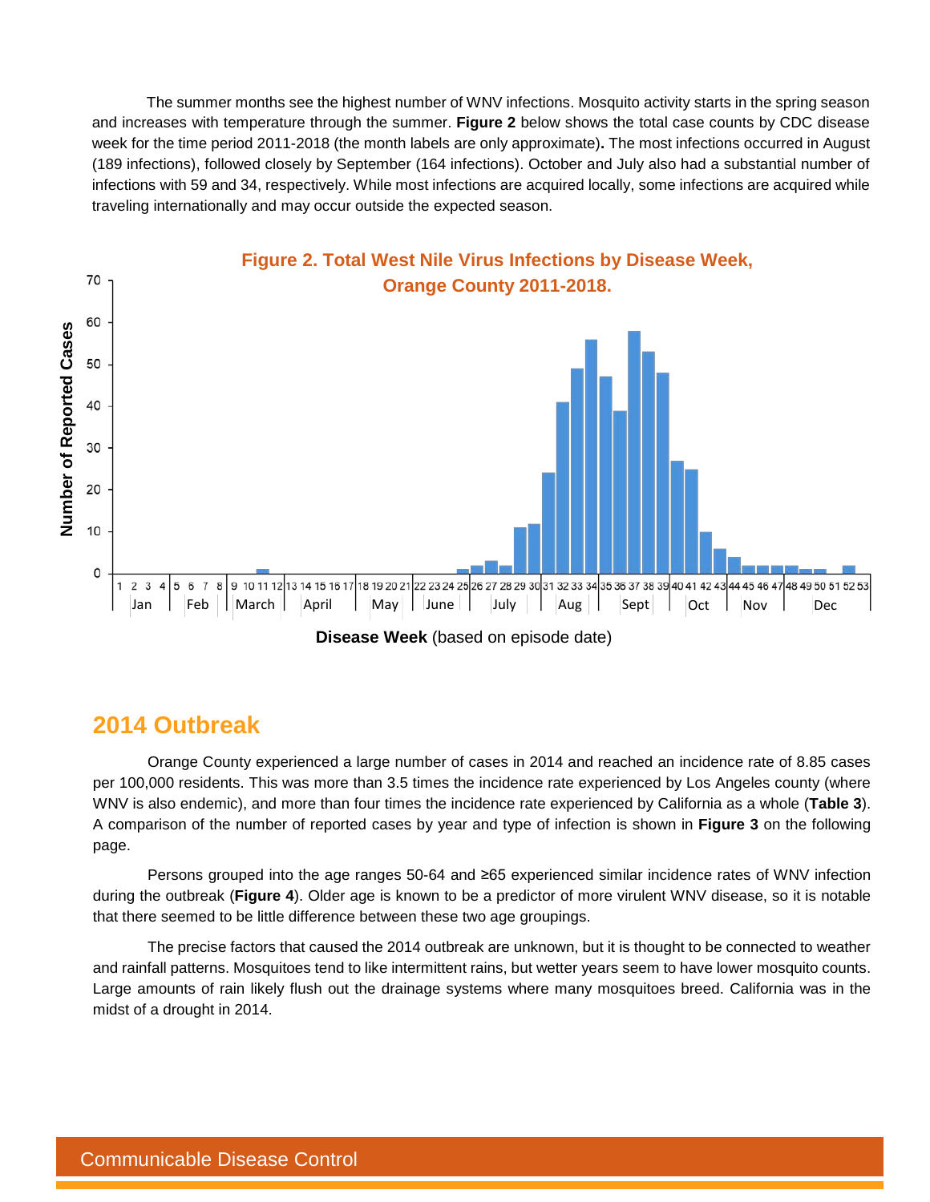The summer months see the highest number of WNV infections. Mosquito activity starts in the spring season and increases with temperature through the summer. **Figure 2** below shows the total case counts by CDC disease week for the time period 2011-2018 (the month labels are only approximate)**.** The most infections occurred in August (189 infections), followed closely by September (164 infections). October and July also had a substantial number of infections with 59 and 34, respectively. While most infections are acquired locally, some infections are acquired while traveling internationally and may occur outside the expected season.

**Figure 2. Total West Nile Virus Infections by Disease Week, Orange County 2011-2018.**

## 2014 Outbreak

Orange County experienced a large number of cases in 2014 and reached an incidence rate of 8.85 cases per 100,000 residents. This was more than 3.5 times the incidence rate experienced by Los Angeles county (where WNV is also endemic), and more than four times the incidence rate experienced by California as a whole (**Table 3**). A comparison of the number of reported cases by year and type of infection is shown in **Figure 3** on the following page.

Persons grouped into the age ranges 50-64 and ≥65 experienced similar incidence rates of WNV infection during the outbreak (**Figure 4**). Older age is known to be a predictor of more virulent WNV disease, so it is notable that there seemed to be little difference between these two age groupings.

The precise factors that caused the 2014 outbreak are unknown, but it is thought to be connected to weather and rainfall patterns. Mosquitoes tend to like intermittent rains, but wetter years seem to have lower mosquito counts. Large amounts of rain likely flush out the drainage systems where many mosquitoes breed. California was in the midst of a drought in 2014.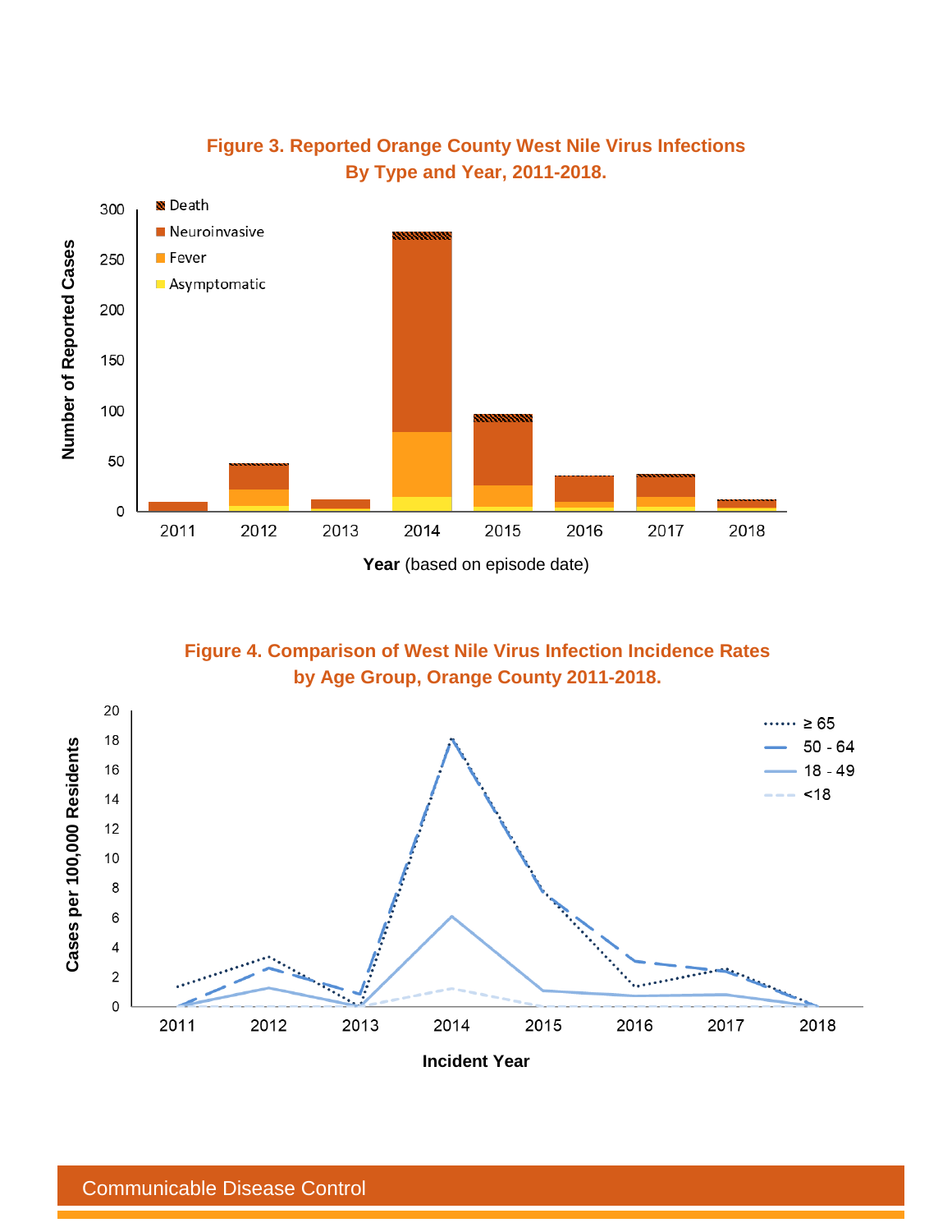**Figure 3. Reported Orange County West Nile Virus Infections By Type and Year, 2011-2018.**

Death
Neuroinvasive
Fever
Asymptomatic

Number of Reported Cases

300
250
200
150
100
50
0

2011 2012 2013 2014 2015 2016 2017 2018

**Year** (based on episode date)

**Figure 4. Comparison of West Nile Virus Infection Incidence Rates by Age Group, Orange County 2011-2018.**

≥ 65
50 - 64
18 - 49
<18

Cases per 100,000 Residents

20
18
16
14
12
10
8
6
4
2
0

2011 2012 2013 2014 2015 2016 2017 2018

**Incident Year**